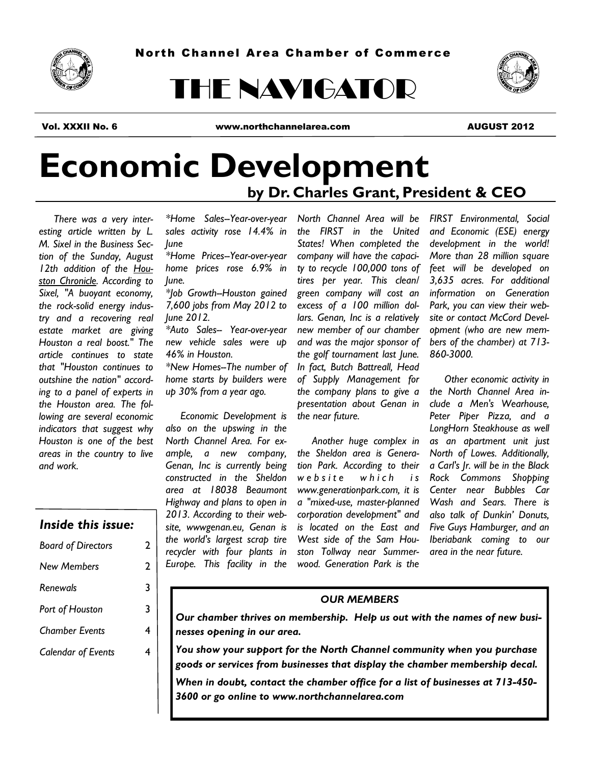North Channel Area Chamber of Commerce

# THE NAVIGATOR

**Vol. XXXII No. 6** | **www.northchannelarea.com** | **AUGUST 2012**

# Economic Development

## by Dr. Charles Grant, President & CEO

*There was a very interesting article written by L. M. Sixel in the Business Section of the Sunday, August 12th addition of the Houston Chronicle. According to Sixel, "A buoyant economy, the rock-solid energy industry and a recovering real estate market are giving Houston a real boost." The article continues to state that "Houston continues to outshine the nation" according to a panel of experts in the Houston area. The following are several economic indicators that suggest why Houston is one of the best areas in the country to live and work.*

*Home Sales--Year-over-year sales activity rose 14.4% in June
*Home Prices--Year-over-year home prices rose 6.9% in June.
*Job Growth--Houston gained 7,600 jobs from May 2012 to June 2012.
*Auto Sales-- Year-over-year new vehicle sales were up 46% in Houston.
*New Homes--The number of home starts by builders were up 30% from a year ago.

*Economic Development is also on the upswing in the North Channel Area. For example, a new company, Genan, Inc is currently being constructed in the Sheldon area at 18038 Beaumont Highway and plans to open in 2013. According to their website, wwwgenan.eu, Genan is the world's largest scrap tire recycler with four plants in Europe. This facility in the North Channel Area will be the FIRST in the United States! When completed the company will have the capacity to recycle 100,000 tons of tires per year. This clean/green company will cost an excess of a 100 million dollars. Genan, Inc is a relatively new member of our chamber and was the major sponsor of the golf tournament last June. In fact, Butch Battreall, Head of Supply Management for the company plans to give a presentation about Genan in the near future.*

*Another huge complex in the Sheldon area is Generation Park. According to their website which is www.generationpark.com, it is a "mixed-use, master-planned corporation development" and is located on the East and West side of the Sam Houston Tollway near Summerwood. Generation Park is the FIRST Environmental, Social and Economic (ESE) energy development in the world! More than 28 million square feet will be developed on 3,635 acres. For additional information on Generation Park, you can view their website or contact McCord Development (who are new members of the chamber) at 713-860-3000.*

*Other economic activity in the North Channel Area include a Men's Wearhouse, Peter Piper Pizza, and a LongHorn Steakhouse as well as an apartment unit just North of Lowes. Additionally, a Carl's Jr. will be in the Black Rock Commons Shopping Center near Bubbles Car Wash and Sears. There is also talk of Dunkin' Donuts, Five Guys Hamburger, and an Iberiabank coming to our area in the near future.*

### Inside this issue:

| | |
|---|---|
| *Board of Directors* | 2 |
| *New Members* | 2 |
| *Renewals* | 3 |
| *Port of Houston* | 3 |
| *Chamber Events* | 4 |
| *Calendar of Events* | 4 |

### OUR MEMBERS

***Our chamber thrives on membership. Help us out with the names of new businesses opening in our area.***

***You show your support for the North Channel community when you purchase goods or services from businesses that display the chamber membership decal.***

***When in doubt, contact the chamber office for a list of businesses at 713-450-3600 or go online to www.northchannelarea.com***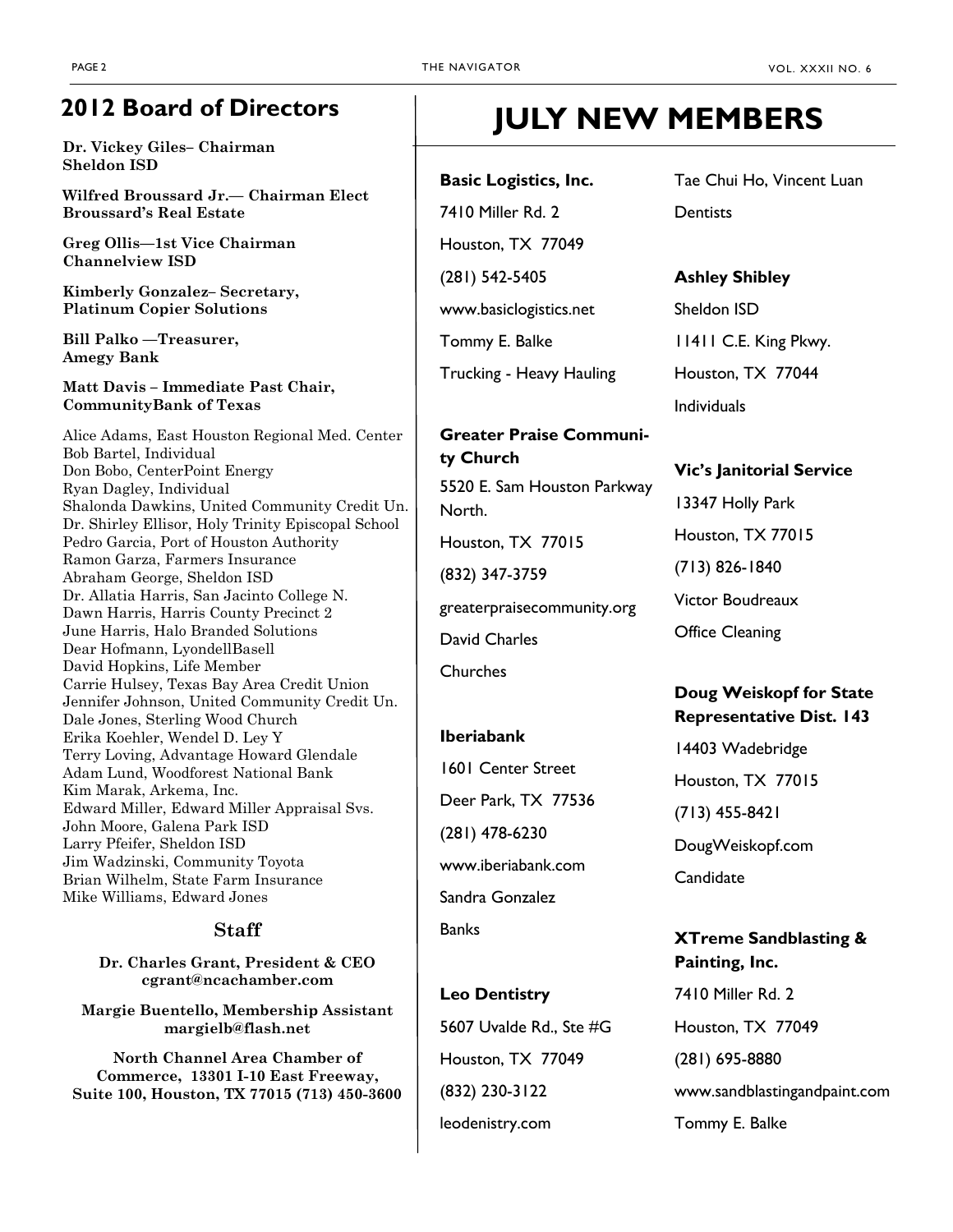## 2012 Board of Directors

**Dr. Vickey Giles– Chairman**
**Sheldon ISD**

**Wilfred Broussard Jr.— Chairman Elect**
**Broussard's Real Estate**

**Greg Ollis—1st Vice Chairman**
**Channelview ISD**

**Kimberly Gonzalez– Secretary,**
**Platinum Copier Solutions**

**Bill Palko —Treasurer,**
**Amegy Bank**

**Matt Davis – Immediate Past Chair,**
**CommunityBank of Texas**

Alice Adams, East Houston Regional Med. Center
Bob Bartel, Individual
Don Bobo, CenterPoint Energy
Ryan Dagley, Individual
Shalonda Dawkins, United Community Credit Un.
Dr. Shirley Ellisor, Holy Trinity Episcopal School
Pedro Garcia, Port of Houston Authority
Ramon Garza, Farmers Insurance
Abraham George, Sheldon ISD
Dr. Allatia Harris, San Jacinto College N.
Dawn Harris, Harris County Precinct 2
June Harris, Halo Branded Solutions
Dear Hofmann, LyondellBasell
David Hopkins, Life Member
Carrie Hulsey, Texas Bay Area Credit Union
Jennifer Johnson, United Community Credit Un.
Dale Jones, Sterling Wood Church
Erika Koehler, Wendel D. Ley Y
Terry Loving, Advantage Howard Glendale
Adam Lund, Woodforest National Bank
Kim Marak, Arkema, Inc.
Edward Miller, Edward Miller Appraisal Svs.
John Moore, Galena Park ISD
Larry Pfeifer, Sheldon ISD
Jim Wadzinski, Community Toyota
Brian Wilhelm, State Farm Insurance
Mike Williams, Edward Jones

### Staff

**Dr. Charles Grant, President & CEO**
**cgrant@ncachamber.com**

**Margie Buentello, Membership Assistant**
**margielb@flash.net**

**North Channel Area Chamber of Commerce, 13301 I-10 East Freeway, Suite 100, Houston, TX 77015 (713) 450-3600**

# JULY NEW MEMBERS

**Basic Logistics, Inc.**
7410 Miller Rd. 2
Houston, TX 77049
(281) 542-5405
www.basiclogistics.net
Tommy E. Balke
Trucking - Heavy Hauling

**Greater Praise Community Church**
5520 E. Sam Houston Parkway North.
Houston, TX 77015
(832) 347-3759
greaterpraisecommunity.org
David Charles
Churches

**Iberiabank**
1601 Center Street
Deer Park, TX 77536
(281) 478-6230
www.iberiabank.com
Sandra Gonzalez
Banks

**Leo Dentistry**
5607 Uvalde Rd., Ste #G
Houston, TX 77049
(832) 230-3122
leodenistry.com
Tae Chui Ho, Vincent Luan
Dentists

**Ashley Shibley**
Sheldon ISD
11411 C.E. King Pkwy.
Houston, TX 77044
Individuals

**Vic's Janitorial Service**
13347 Holly Park
Houston, TX 77015
(713) 826-1840
Victor Boudreaux
Office Cleaning

**Doug Weiskopf for State Representative Dist. 143**
14403 Wadebridge
Houston, TX 77015
(713) 455-8421
DougWeiskopf.com
Candidate

**XTreme Sandblasting & Painting, Inc.**
7410 Miller Rd. 2
Houston, TX 77049
(281) 695-8880
www.sandblastingandpaint.com
Tommy E. Balke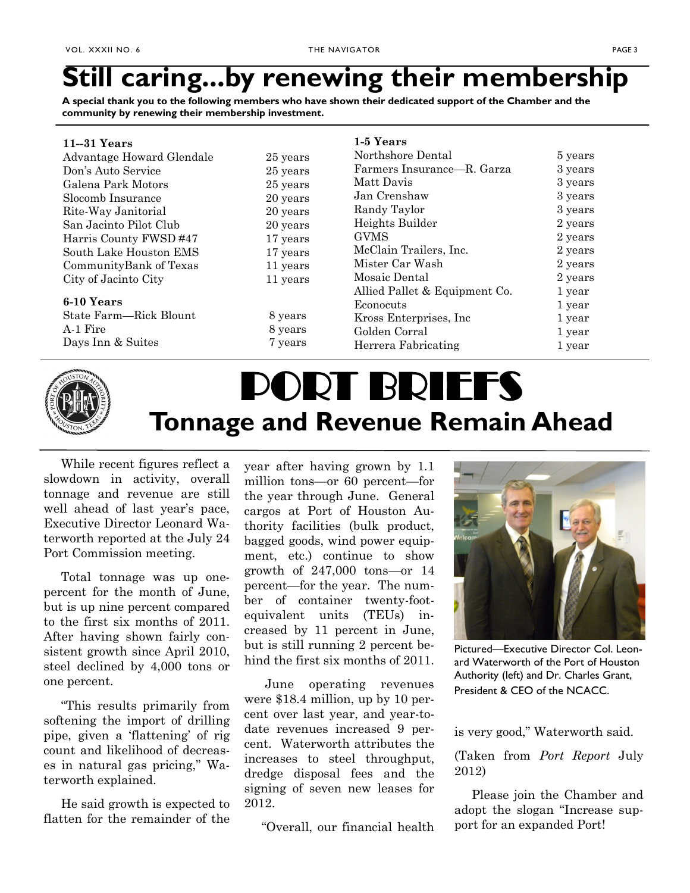# Still caring...by renewing their membership

**A special thank you to the following members who have shown their dedicated support of the Chamber and the community by renewing their membership investment.**

**11--31 Years**

| | |
|---|---|
| Advantage Howard Glendale | 25 years |
| Don's Auto Service | 25 years |
| Galena Park Motors | 25 years |
| Slocomb Insurance | 20 years |
| Rite-Way Janitorial | 20 years |
| San Jacinto Pilot Club | 20 years |
| Harris County FWSD #47 | 17 years |
| South Lake Houston EMS | 17 years |
| CommunityBank of Texas | 11 years |
| City of Jacinto City | 11 years |

**6-10 Years**

| | |
|---|---|
| State Farm—Rick Blount | 8 years |
| A-1 Fire | 8 years |
| Days Inn & Suites | 7 years |

**1-5 Years**

| | |
|---|---|
| Northshore Dental | 5 years |
| Farmers Insurance—R. Garza | 3 years |
| Matt Davis | 3 years |
| Jan Crenshaw | 3 years |
| Randy Taylor | 3 years |
| Heights Builder | 2 years |
| GVMS | 2 years |
| McClain Trailers, Inc. | 2 years |
| Mister Car Wash | 2 years |
| Mosaic Dental | 2 years |
| Allied Pallet & Equipment Co. | 1 year |
| Econocuts | 1 year |
| Kross Enterprises, Inc | 1 year |
| Golden Corral | 1 year |
| Herrera Fabricating | 1 year |

# PORT BRIEFS

## Tonnage and Revenue Remain Ahead

While recent figures reflect a slowdown in activity, overall tonnage and revenue are still well ahead of last year's pace, Executive Director Leonard Waterworth reported at the July 24 Port Commission meeting.

Total tonnage was up one-percent for the month of June, but is up nine percent compared to the first six months of 2011. After having shown fairly consistent growth since April 2010, steel declined by 4,000 tons or one percent.

"This results primarily from softening the import of drilling pipe, given a 'flattening' of rig count and likelihood of decreases in natural gas pricing," Waterworth explained.

He said growth is expected to flatten for the remainder of the year after having grown by 1.1 million tons—or 60 percent—for the year through June. General cargos at Port of Houston Authority facilities (bulk product, bagged goods, wind power equipment, etc.) continue to show growth of 247,000 tons—or 14 percent—for the year. The number of container twenty-foot-equivalent units (TEUs) increased by 11 percent in June, but is still running 2 percent behind the first six months of 2011.

June operating revenues were \$18.4 million, up by 10 percent over last year, and year-to-date revenues increased 9 percent. Waterworth attributes the increases to steel throughput, dredge disposal fees and the signing of seven new leases for 2012.

"Overall, our financial health is very good," Waterworth said.

Pictured—Executive Director Col. Leonard Waterworth of the Port of Houston Authority (left) and Dr. Charles Grant, President & CEO of the NCACC.

(Taken from *Port Report* July 2012)

Please join the Chamber and adopt the slogan "Increase support for an expanded Port!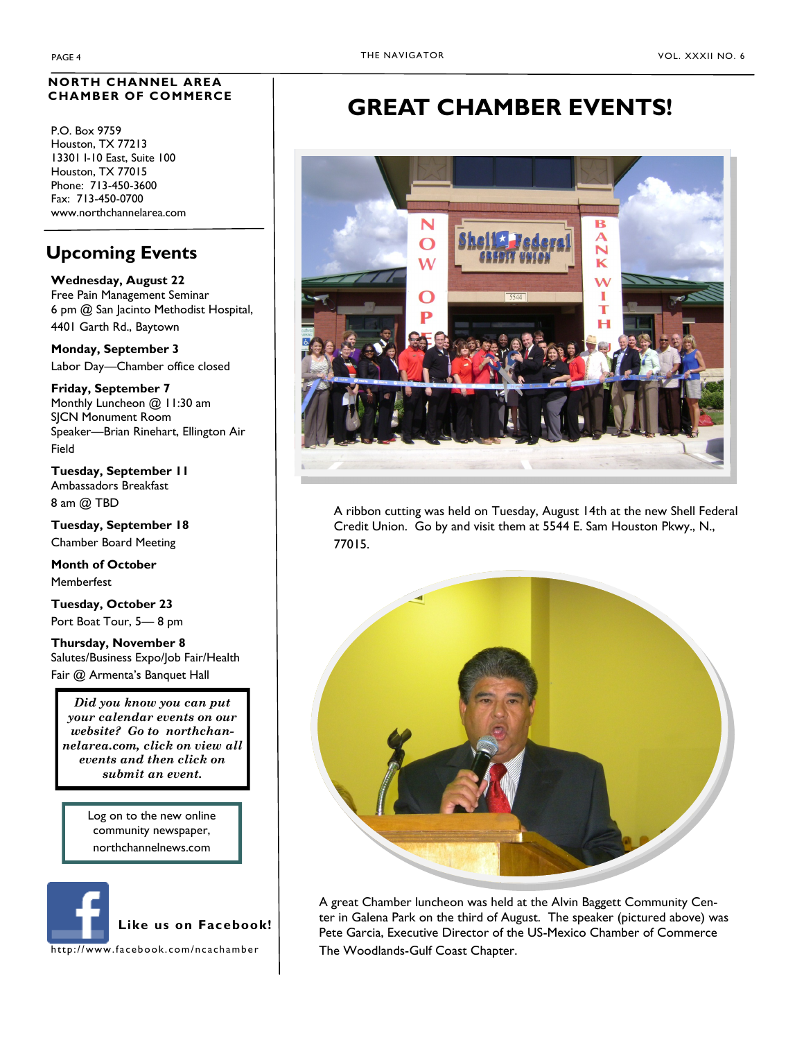**NORTH CHANNEL AREA CHAMBER OF COMMERCE**

P.O. Box 9759
Houston, TX 77213
13301 I-10 East, Suite 100
Houston, TX 77015
Phone: 713-450-3600
Fax: 713-450-0700
www.northchannelarea.com

## Upcoming Events

**Wednesday, August 22**
Free Pain Management Seminar
6 pm @ San Jacinto Methodist Hospital, 4401 Garth Rd., Baytown

**Monday, September 3**
Labor Day—Chamber office closed

**Friday, September 7**
Monthly Luncheon @ 11:30 am
SJCN Monument Room
Speaker—Brian Rinehart, Ellington Air Field

**Tuesday, September 11**
Ambassadors Breakfast
8 am @ TBD

**Tuesday, September 18**
Chamber Board Meeting

**Month of October**
Memberfest

**Tuesday, October 23**
Port Boat Tour, 5— 8 pm

**Thursday, November 8**
Salutes/Business Expo/Job Fair/Health Fair @ Armenta's Banquet Hall

***Did you know you can put your calendar events on our website? Go to northchannelarea.com, click on view all events and then click on submit an event.***

Log on to the new online community newspaper, northchannelnews.com

**Like us on Facebook!**
http://www.facebook.com/ncachamber

# GREAT CHAMBER EVENTS!

A ribbon cutting was held on Tuesday, August 14th at the new Shell Federal Credit Union. Go by and visit them at 5544 E. Sam Houston Pkwy., N., 77015.

A great Chamber luncheon was held at the Alvin Baggett Community Center in Galena Park on the third of August. The speaker (pictured above) was Pete Garcia, Executive Director of the US-Mexico Chamber of Commerce The Woodlands-Gulf Coast Chapter.